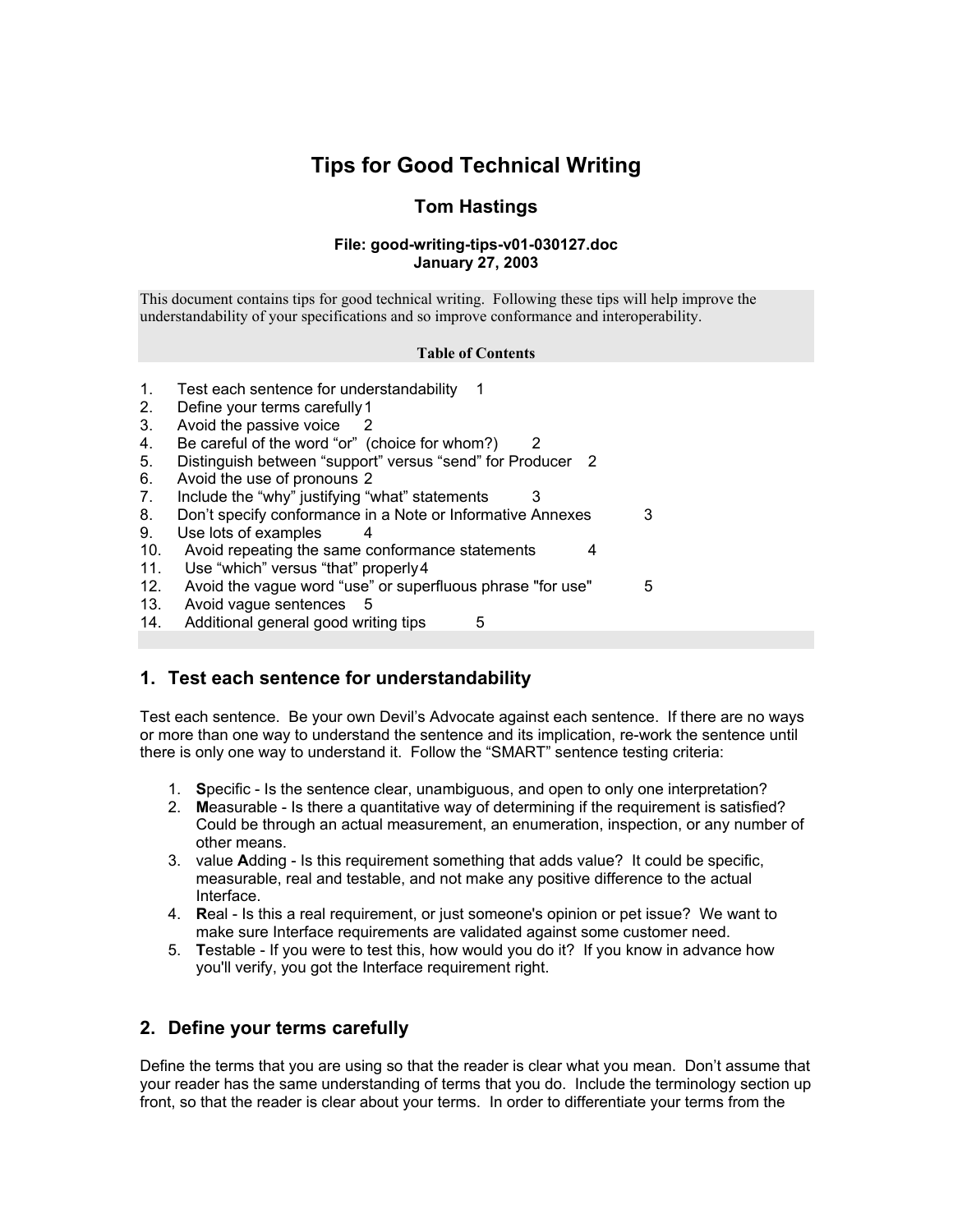# Tips for Good Technical Writing

## Tom Hastings

**File: good-writing-tips-v01-030127.doc**
**January 27, 2003**

This document contains tips for good technical writing. Following these tips will help improve the understandability of your specifications and so improve conformance and interoperability.

**Table of Contents**

1. Test each sentence for understandability 1
2. Define your terms carefully 1
3. Avoid the passive voice 2
4. Be careful of the word "or" (choice for whom?) 2
5. Distinguish between "support" versus "send" for Producer 2
6. Avoid the use of pronouns 2
7. Include the "why" justifying "what" statements 3
8. Don't specify conformance in a Note or Informative Annexes 3
9. Use lots of examples 4
10. Avoid repeating the same conformance statements 4
11. Use "which" versus "that" properly 4
12. Avoid the vague word "use" or superfluous phrase "for use" 5
13. Avoid vague sentences 5
14. Additional general good writing tips 5

## 1. Test each sentence for understandability

Test each sentence. Be your own Devil's Advocate against each sentence. If there are no ways or more than one way to understand the sentence and its implication, re-work the sentence until there is only one way to understand it. Follow the "SMART" sentence testing criteria:

1. **S**pecific - Is the sentence clear, unambiguous, and open to only one interpretation?
2. **M**easurable - Is there a quantitative way of determining if the requirement is satisfied? Could be through an actual measurement, an enumeration, inspection, or any number of other means.
3. value **A**dding - Is this requirement something that adds value? It could be specific, measurable, real and testable, and not make any positive difference to the actual Interface.
4. **R**eal - Is this a real requirement, or just someone's opinion or pet issue? We want to make sure Interface requirements are validated against some customer need.
5. **T**estable - If you were to test this, how would you do it? If you know in advance how you'll verify, you got the Interface requirement right.

## 2. Define your terms carefully

Define the terms that you are using so that the reader is clear what you mean. Don't assume that your reader has the same understanding of terms that you do. Include the terminology section up front, so that the reader is clear about your terms. In order to differentiate your terms from the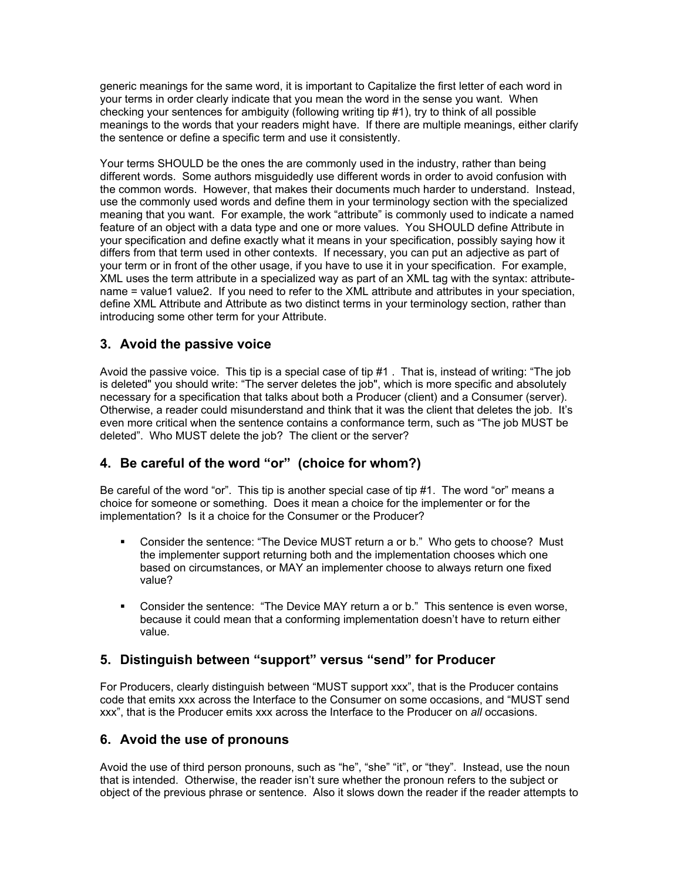generic meanings for the same word, it is important to Capitalize the first letter of each word in your terms in order clearly indicate that you mean the word in the sense you want. When checking your sentences for ambiguity (following writing tip #1), try to think of all possible meanings to the words that your readers might have. If there are multiple meanings, either clarify the sentence or define a specific term and use it consistently.

Your terms SHOULD be the ones the are commonly used in the industry, rather than being different words. Some authors misguidedly use different words in order to avoid confusion with the common words. However, that makes their documents much harder to understand. Instead, use the commonly used words and define them in your terminology section with the specialized meaning that you want. For example, the work "attribute" is commonly used to indicate a named feature of an object with a data type and one or more values. You SHOULD define Attribute in your specification and define exactly what it means in your specification, possibly saying how it differs from that term used in other contexts. If necessary, you can put an adjective as part of your term or in front of the other usage, if you have to use it in your specification. For example, XML uses the term attribute in a specialized way as part of an XML tag with the syntax: attribute-name = value1 value2. If you need to refer to the XML attribute and attributes in your speciation, define XML Attribute and Attribute as two distinct terms in your terminology section, rather than introducing some other term for your Attribute.

## 3. Avoid the passive voice

Avoid the passive voice. This tip is a special case of tip #1 . That is, instead of writing: "The job is deleted" you should write: "The server deletes the job", which is more specific and absolutely necessary for a specification that talks about both a Producer (client) and a Consumer (server). Otherwise, a reader could misunderstand and think that it was the client that deletes the job. It's even more critical when the sentence contains a conformance term, such as "The job MUST be deleted". Who MUST delete the job? The client or the server?

## 4. Be careful of the word "or" (choice for whom?)

Be careful of the word "or". This tip is another special case of tip #1. The word "or" means a choice for someone or something. Does it mean a choice for the implementer or for the implementation? Is it a choice for the Consumer or the Producer?

- Consider the sentence: "The Device MUST return a or b." Who gets to choose? Must the implementer support returning both and the implementation chooses which one based on circumstances, or MAY an implementer choose to always return one fixed value?

- Consider the sentence: "The Device MAY return a or b." This sentence is even worse, because it could mean that a conforming implementation doesn't have to return either value.

## 5. Distinguish between "support" versus "send" for Producer

For Producers, clearly distinguish between "MUST support xxx", that is the Producer contains code that emits xxx across the Interface to the Consumer on some occasions, and "MUST send xxx", that is the Producer emits xxx across the Interface to the Producer on *all* occasions.

## 6. Avoid the use of pronouns

Avoid the use of third person pronouns, such as "he", "she" "it", or "they". Instead, use the noun that is intended. Otherwise, the reader isn't sure whether the pronoun refers to the subject or object of the previous phrase or sentence. Also it slows down the reader if the reader attempts to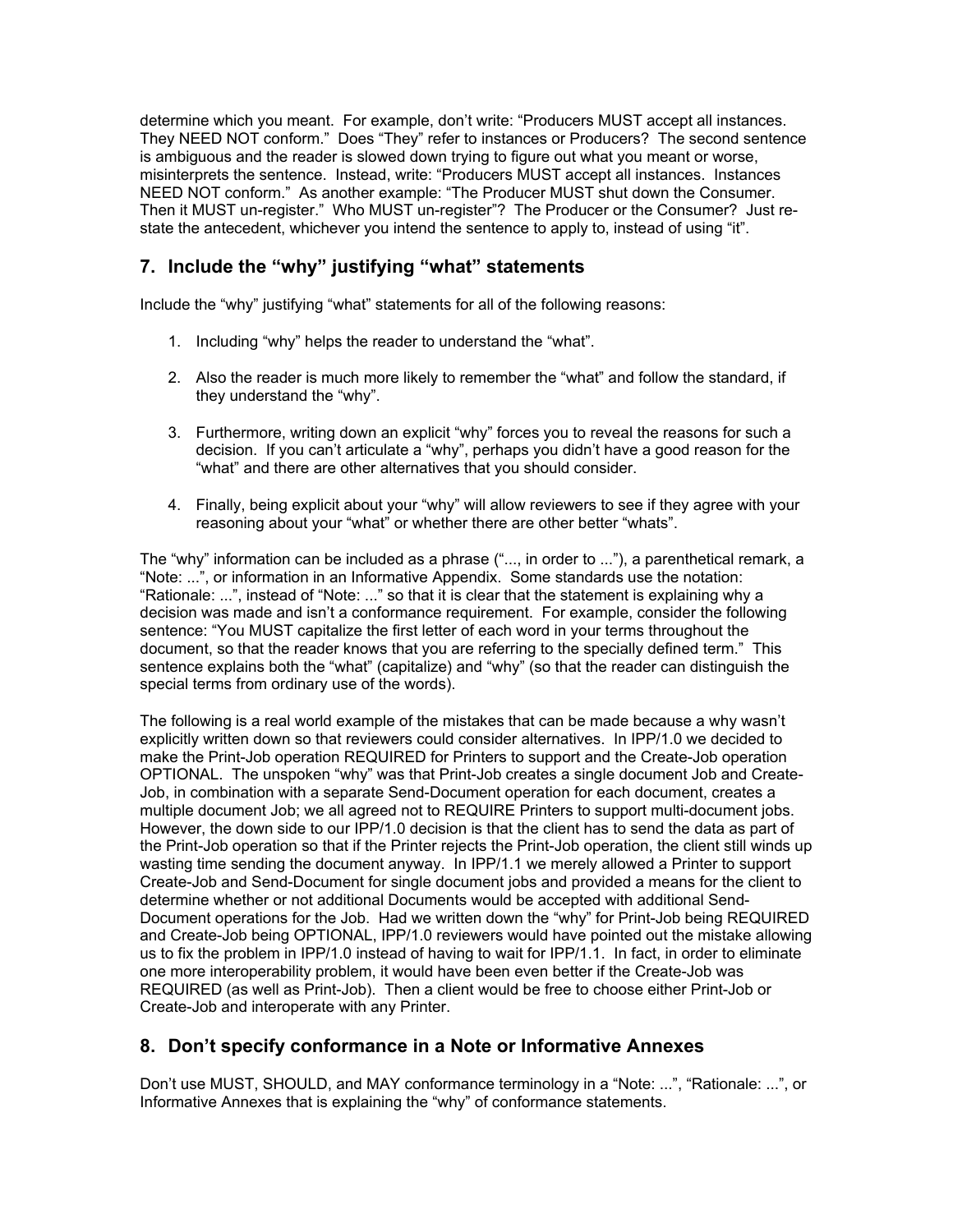determine which you meant. For example, don't write: "Producers MUST accept all instances. They NEED NOT conform." Does "They" refer to instances or Producers? The second sentence is ambiguous and the reader is slowed down trying to figure out what you meant or worse, misinterprets the sentence. Instead, write: "Producers MUST accept all instances. Instances NEED NOT conform." As another example: "The Producer MUST shut down the Consumer. Then it MUST un-register." Who MUST un-register"? The Producer or the Consumer? Just re-state the antecedent, whichever you intend the sentence to apply to, instead of using "it".

## 7. Include the "why" justifying "what" statements

Include the "why" justifying "what" statements for all of the following reasons:

1. Including "why" helps the reader to understand the "what".

2. Also the reader is much more likely to remember the "what" and follow the standard, if they understand the "why".

3. Furthermore, writing down an explicit "why" forces you to reveal the reasons for such a decision. If you can't articulate a "why", perhaps you didn't have a good reason for the "what" and there are other alternatives that you should consider.

4. Finally, being explicit about your "why" will allow reviewers to see if they agree with your reasoning about your "what" or whether there are other better "whats".

The "why" information can be included as a phrase ("..., in order to ..."), a parenthetical remark, a "Note: ...", or information in an Informative Appendix. Some standards use the notation: "Rationale: ...", instead of "Note: ..." so that it is clear that the statement is explaining why a decision was made and isn't a conformance requirement. For example, consider the following sentence: "You MUST capitalize the first letter of each word in your terms throughout the document, so that the reader knows that you are referring to the specially defined term." This sentence explains both the "what" (capitalize) and "why" (so that the reader can distinguish the special terms from ordinary use of the words).

The following is a real world example of the mistakes that can be made because a why wasn't explicitly written down so that reviewers could consider alternatives. In IPP/1.0 we decided to make the Print-Job operation REQUIRED for Printers to support and the Create-Job operation OPTIONAL. The unspoken "why" was that Print-Job creates a single document Job and Create-Job, in combination with a separate Send-Document operation for each document, creates a multiple document Job; we all agreed not to REQUIRE Printers to support multi-document jobs. However, the down side to our IPP/1.0 decision is that the client has to send the data as part of the Print-Job operation so that if the Printer rejects the Print-Job operation, the client still winds up wasting time sending the document anyway. In IPP/1.1 we merely allowed a Printer to support Create-Job and Send-Document for single document jobs and provided a means for the client to determine whether or not additional Documents would be accepted with additional Send-Document operations for the Job. Had we written down the "why" for Print-Job being REQUIRED and Create-Job being OPTIONAL, IPP/1.0 reviewers would have pointed out the mistake allowing us to fix the problem in IPP/1.0 instead of having to wait for IPP/1.1. In fact, in order to eliminate one more interoperability problem, it would have been even better if the Create-Job was REQUIRED (as well as Print-Job). Then a client would be free to choose either Print-Job or Create-Job and interoperate with any Printer.

## 8. Don't specify conformance in a Note or Informative Annexes

Don't use MUST, SHOULD, and MAY conformance terminology in a "Note: ...", "Rationale: ...", or Informative Annexes that is explaining the "why" of conformance statements.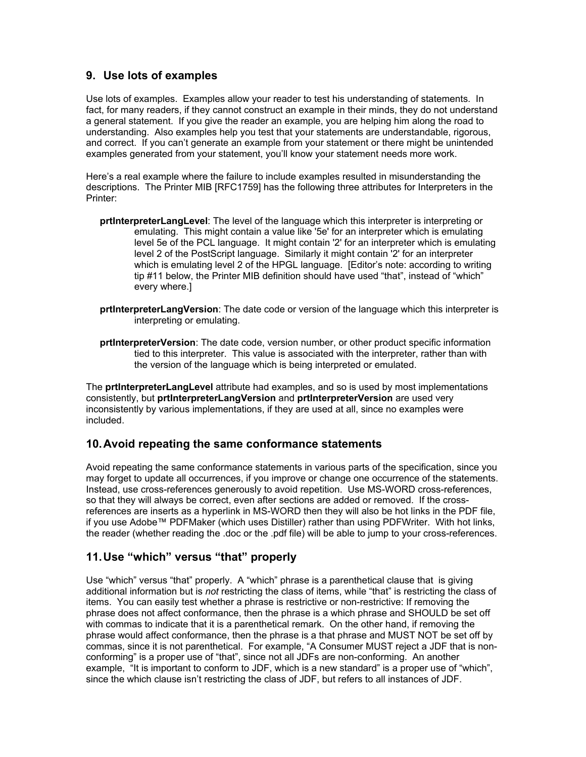## 9. Use lots of examples

Use lots of examples. Examples allow your reader to test his understanding of statements. In fact, for many readers, if they cannot construct an example in their minds, they do not understand a general statement. If you give the reader an example, you are helping him along the road to understanding. Also examples help you test that your statements are understandable, rigorous, and correct. If you can't generate an example from your statement or there might be unintended examples generated from your statement, you'll know your statement needs more work.

Here's a real example where the failure to include examples resulted in misunderstanding the descriptions. The Printer MIB [RFC1759] has the following three attributes for Interpreters in the Printer:

> **prtInterpreterLangLevel**: The level of the language which this interpreter is interpreting or emulating. This might contain a value like '5e' for an interpreter which is emulating level 5e of the PCL language. It might contain '2' for an interpreter which is emulating level 2 of the PostScript language. Similarly it might contain '2' for an interpreter which is emulating level 2 of the HPGL language. [Editor's note: according to writing tip #11 below, the Printer MIB definition should have used "that", instead of "which" every where.]
>
> **prtInterpreterLangVersion**: The date code or version of the language which this interpreter is interpreting or emulating.
>
> **prtInterpreterVersion**: The date code, version number, or other product specific information tied to this interpreter. This value is associated with the interpreter, rather than with the version of the language which is being interpreted or emulated.

The **prtInterpreterLangLevel** attribute had examples, and so is used by most implementations consistently, but **prtInterpreterLangVersion** and **prtInterpreterVersion** are used very inconsistently by various implementations, if they are used at all, since no examples were included.

## 10. Avoid repeating the same conformance statements

Avoid repeating the same conformance statements in various parts of the specification, since you may forget to update all occurrences, if you improve or change one occurrence of the statements. Instead, use cross-references generously to avoid repetition. Use MS-WORD cross-references, so that they will always be correct, even after sections are added or removed. If the cross-references are inserts as a hyperlink in MS-WORD then they will also be hot links in the PDF file, if you use Adobe™ PDFMaker (which uses Distiller) rather than using PDFWriter. With hot links, the reader (whether reading the .doc or the .pdf file) will be able to jump to your cross-references.

## 11. Use "which" versus "that" properly

Use "which" versus "that" properly. A "which" phrase is a parenthetical clause that is giving additional information but is *not* restricting the class of items, while "that" is restricting the class of items. You can easily test whether a phrase is restrictive or non-restrictive: If removing the phrase does not affect conformance, then the phrase is a which phrase and SHOULD be set off with commas to indicate that it is a parenthetical remark. On the other hand, if removing the phrase would affect conformance, then the phrase is a that phrase and MUST NOT be set off by commas, since it is not parenthetical. For example, "A Consumer MUST reject a JDF that is non-conforming" is a proper use of "that", since not all JDFs are non-conforming. An another example, "It is important to conform to JDF, which is a new standard" is a proper use of "which", since the which clause isn't restricting the class of JDF, but refers to all instances of JDF.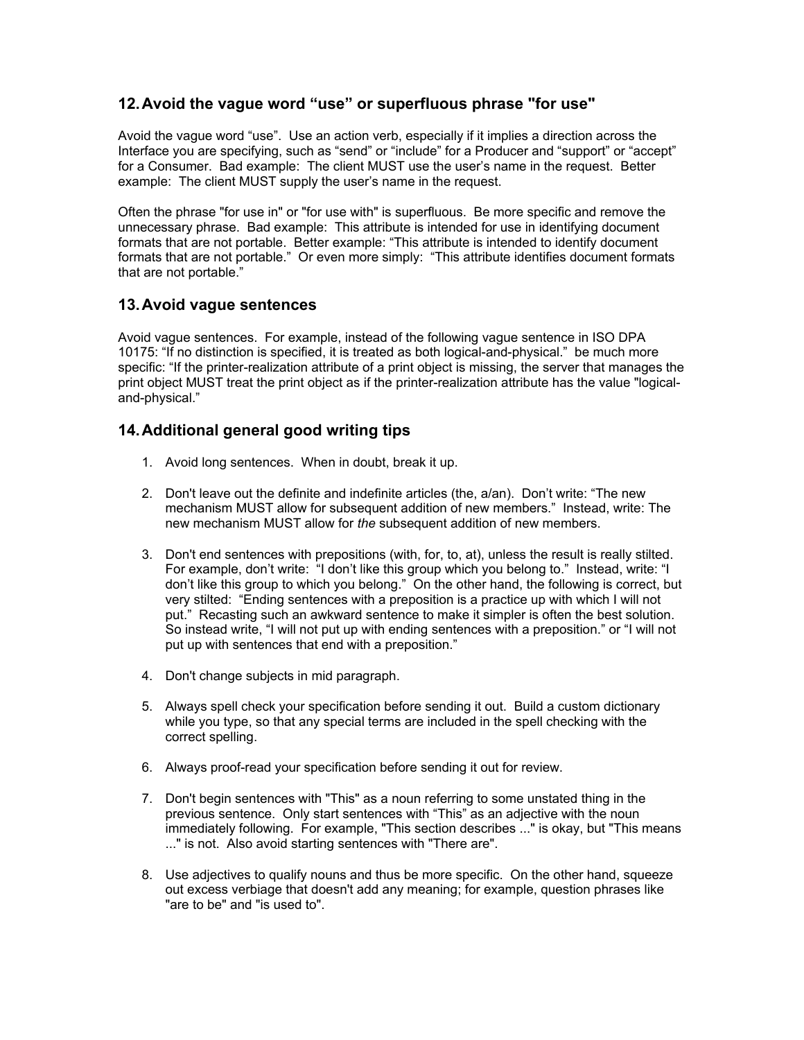## 12. Avoid the vague word "use" or superfluous phrase "for use"

Avoid the vague word "use". Use an action verb, especially if it implies a direction across the Interface you are specifying, such as "send" or "include" for a Producer and "support" or "accept" for a Consumer. Bad example: The client MUST use the user's name in the request. Better example: The client MUST supply the user's name in the request.

Often the phrase "for use in" or "for use with" is superfluous. Be more specific and remove the unnecessary phrase. Bad example: This attribute is intended for use in identifying document formats that are not portable. Better example: "This attribute is intended to identify document formats that are not portable." Or even more simply: "This attribute identifies document formats that are not portable."

## 13. Avoid vague sentences

Avoid vague sentences. For example, instead of the following vague sentence in ISO DPA 10175: "If no distinction is specified, it is treated as both logical-and-physical." be much more specific: "If the printer-realization attribute of a print object is missing, the server that manages the print object MUST treat the print object as if the printer-realization attribute has the value "logical-and-physical."

## 14. Additional general good writing tips

1. Avoid long sentences. When in doubt, break it up.

2. Don't leave out the definite and indefinite articles (the, a/an). Don't write: "The new mechanism MUST allow for subsequent addition of new members." Instead, write: The new mechanism MUST allow for *the* subsequent addition of new members.

3. Don't end sentences with prepositions (with, for, to, at), unless the result is really stilted. For example, don't write: "I don't like this group which you belong to." Instead, write: "I don't like this group to which you belong." On the other hand, the following is correct, but very stilted: "Ending sentences with a preposition is a practice up with which I will not put." Recasting such an awkward sentence to make it simpler is often the best solution. So instead write, "I will not put up with ending sentences with a preposition." or "I will not put up with sentences that end with a preposition."

4. Don't change subjects in mid paragraph.

5. Always spell check your specification before sending it out. Build a custom dictionary while you type, so that any special terms are included in the spell checking with the correct spelling.

6. Always proof-read your specification before sending it out for review.

7. Don't begin sentences with "This" as a noun referring to some unstated thing in the previous sentence. Only start sentences with "This" as an adjective with the noun immediately following. For example, "This section describes ..." is okay, but "This means ..." is not. Also avoid starting sentences with "There are".

8. Use adjectives to qualify nouns and thus be more specific. On the other hand, squeeze out excess verbiage that doesn't add any meaning; for example, question phrases like "are to be" and "is used to".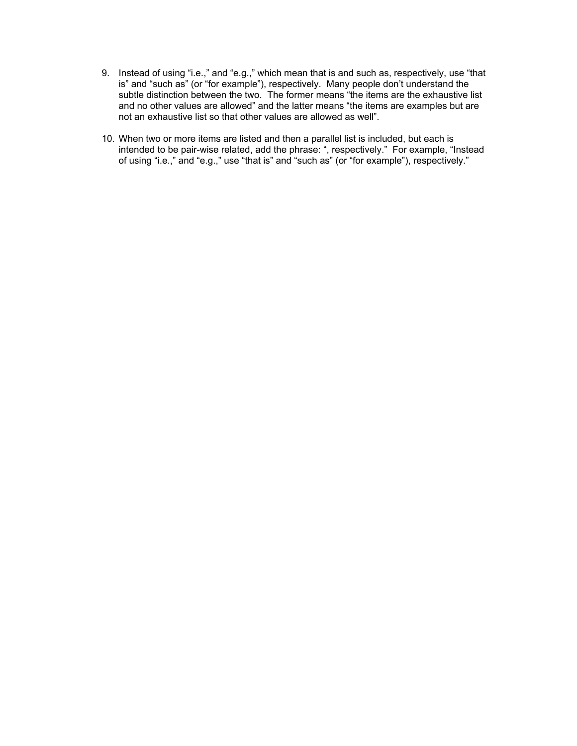9. Instead of using “i.e.,” and “e.g.,” which mean that is and such as, respectively, use “that is” and “such as” (or “for example”), respectively. Many people don’t understand the subtle distinction between the two. The former means “the items are the exhaustive list and no other values are allowed” and the latter means “the items are examples but are not an exhaustive list so that other values are allowed as well”.

10. When two or more items are listed and then a parallel list is included, but each is intended to be pair-wise related, add the phrase: “, respectively.” For example, “Instead of using “i.e.,” and “e.g.,” use “that is” and “such as” (or “for example”), respectively.”